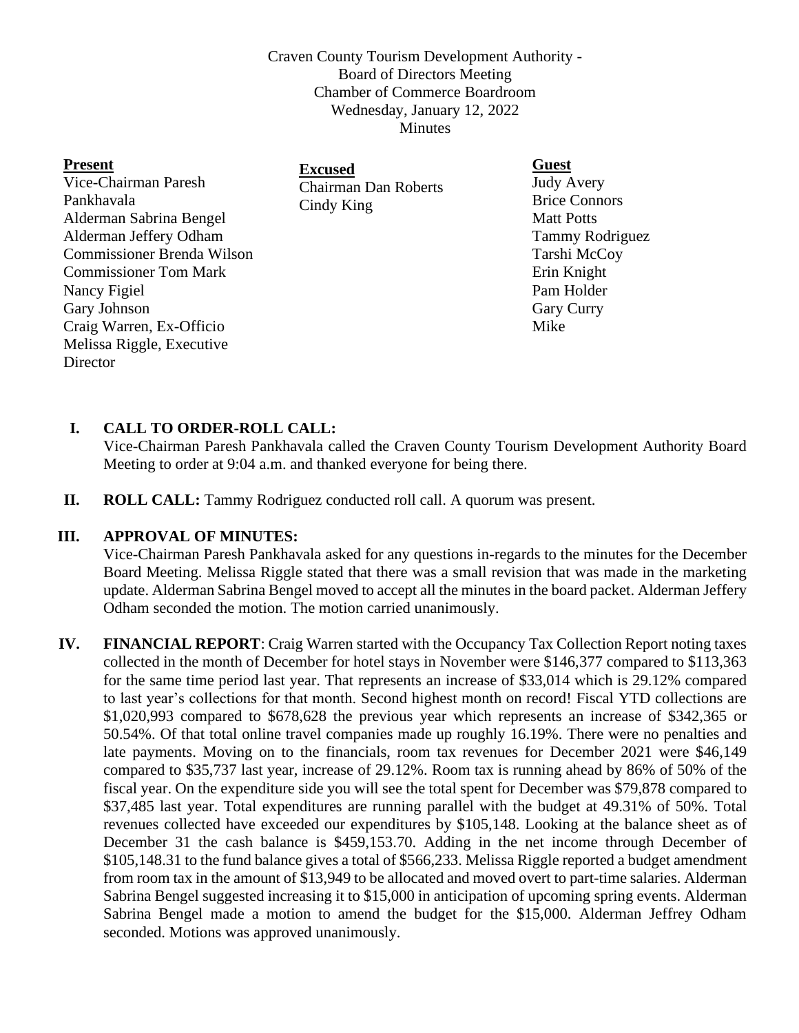Craven County Tourism Development Authority -
Board of Directors Meeting
Chamber of Commerce Boardroom
Wednesday, January 12, 2022
Minutes

**Present**
Vice-Chairman Paresh Pankhavala
Alderman Sabrina Bengel
Alderman Jeffery Odham
Commissioner Brenda Wilson
Commissioner Tom Mark
Nancy Figiel
Gary Johnson
Craig Warren, Ex-Officio
Melissa Riggle, Executive Director

**Excused**
Chairman Dan Roberts
Cindy King

**Guest**
Judy Avery
Brice Connors
Matt Potts
Tammy Rodriguez
Tarshi McCoy
Erin Knight
Pam Holder
Gary Curry
Mike

**I. CALL TO ORDER-ROLL CALL:**
Vice-Chairman Paresh Pankhavala called the Craven County Tourism Development Authority Board Meeting to order at 9:04 a.m. and thanked everyone for being there.

**II. ROLL CALL:** Tammy Rodriguez conducted roll call. A quorum was present.

**III. APPROVAL OF MINUTES:**
Vice-Chairman Paresh Pankhavala asked for any questions in-regards to the minutes for the December Board Meeting. Melissa Riggle stated that there was a small revision that was made in the marketing update. Alderman Sabrina Bengel moved to accept all the minutes in the board packet. Alderman Jeffery Odham seconded the motion. The motion carried unanimously.

**IV. FINANCIAL REPORT**: Craig Warren started with the Occupancy Tax Collection Report noting taxes collected in the month of December for hotel stays in November were $146,377 compared to $113,363 for the same time period last year. That represents an increase of $33,014 which is 29.12% compared to last year's collections for that month. Second highest month on record! Fiscal YTD collections are $1,020,993 compared to $678,628 the previous year which represents an increase of $342,365 or 50.54%. Of that total online travel companies made up roughly 16.19%. There were no penalties and late payments. Moving on to the financials, room tax revenues for December 2021 were $46,149 compared to $35,737 last year, increase of 29.12%. Room tax is running ahead by 86% of 50% of the fiscal year. On the expenditure side you will see the total spent for December was $79,878 compared to $37,485 last year. Total expenditures are running parallel with the budget at 49.31% of 50%. Total revenues collected have exceeded our expenditures by $105,148. Looking at the balance sheet as of December 31 the cash balance is $459,153.70. Adding in the net income through December of $105,148.31 to the fund balance gives a total of $566,233. Melissa Riggle reported a budget amendment from room tax in the amount of $13,949 to be allocated and moved overt to part-time salaries. Alderman Sabrina Bengel suggested increasing it to $15,000 in anticipation of upcoming spring events. Alderman Sabrina Bengel made a motion to amend the budget for the $15,000. Alderman Jeffrey Odham seconded. Motions was approved unanimously.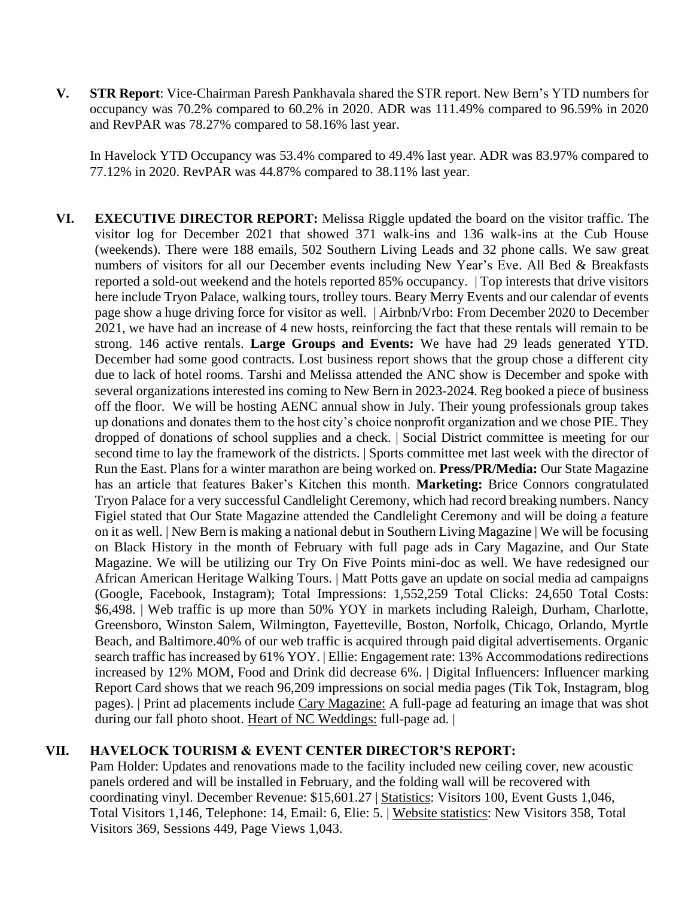V. **STR Report**: Vice-Chairman Paresh Pankhavala shared the STR report. New Bern's YTD numbers for occupancy was 70.2% compared to 60.2% in 2020. ADR was 111.49% compared to 96.59% in 2020 and RevPAR was 78.27% compared to 58.16% last year.

In Havelock YTD Occupancy was 53.4% compared to 49.4% last year. ADR was 83.97% compared to 77.12% in 2020. RevPAR was 44.87% compared to 38.11% last year.

VI. **EXECUTIVE DIRECTOR REPORT:** Melissa Riggle updated the board on the visitor traffic. The visitor log for December 2021 that showed 371 walk-ins and 136 walk-ins at the Cub House (weekends). There were 188 emails, 502 Southern Living Leads and 32 phone calls. We saw great numbers of visitors for all our December events including New Year's Eve. All Bed & Breakfasts reported a sold-out weekend and the hotels reported 85% occupancy. | Top interests that drive visitors here include Tryon Palace, walking tours, trolley tours. Beary Merry Events and our calendar of events page show a huge driving force for visitor as well. | Airbnb/Vrbo: From December 2020 to December 2021, we have had an increase of 4 new hosts, reinforcing the fact that these rentals will remain to be strong. 146 active rentals. **Large Groups and Events:** We have had 29 leads generated YTD. December had some good contracts. Lost business report shows that the group chose a different city due to lack of hotel rooms. Tarshi and Melissa attended the ANC show is December and spoke with several organizations interested ins coming to New Bern in 2023-2024. Reg booked a piece of business off the floor. We will be hosting AENC annual show in July. Their young professionals group takes up donations and donates them to the host city's choice nonprofit organization and we chose PIE. They dropped of donations of school supplies and a check. | Social District committee is meeting for our second time to lay the framework of the districts. | Sports committee met last week with the director of Run the East. Plans for a winter marathon are being worked on. **Press/PR/Media:** Our State Magazine has an article that features Baker's Kitchen this month. **Marketing:** Brice Connors congratulated Tryon Palace for a very successful Candlelight Ceremony, which had record breaking numbers. Nancy Figiel stated that Our State Magazine attended the Candlelight Ceremony and will be doing a feature on it as well. | New Bern is making a national debut in Southern Living Magazine | We will be focusing on Black History in the month of February with full page ads in Cary Magazine, and Our State Magazine. We will be utilizing our Try On Five Points mini-doc as well. We have redesigned our African American Heritage Walking Tours. | Matt Potts gave an update on social media ad campaigns (Google, Facebook, Instagram); Total Impressions: 1,552,259 Total Clicks: 24,650 Total Costs: $6,498. | Web traffic is up more than 50% YOY in markets including Raleigh, Durham, Charlotte, Greensboro, Winston Salem, Wilmington, Fayetteville, Boston, Norfolk, Chicago, Orlando, Myrtle Beach, and Baltimore.40% of our web traffic is acquired through paid digital advertisements. Organic search traffic has increased by 61% YOY. | Ellie: Engagement rate: 13% Accommodations redirections increased by 12% MOM, Food and Drink did decrease 6%. | Digital Influencers: Influencer marking Report Card shows that we reach 96,209 impressions on social media pages (Tik Tok, Instagram, blog pages). | Print ad placements include <u>Cary Magazine:</u> A full-page ad featuring an image that was shot during our fall photo shoot. <u>Heart of NC Weddings:</u> full-page ad. |

VII. **HAVELOCK TOURISM & EVENT CENTER DIRECTOR'S REPORT:**
Pam Holder: Updates and renovations made to the facility included new ceiling cover, new acoustic panels ordered and will be installed in February, and the folding wall will be recovered with coordinating vinyl. December Revenue: $15,601.27 | <u>Statistics</u>: Visitors 100, Event Gusts 1,046, Total Visitors 1,146, Telephone: 14, Email: 6, Elie: 5. | <u>Website statistics</u>: New Visitors 358, Total Visitors 369, Sessions 449, Page Views 1,043.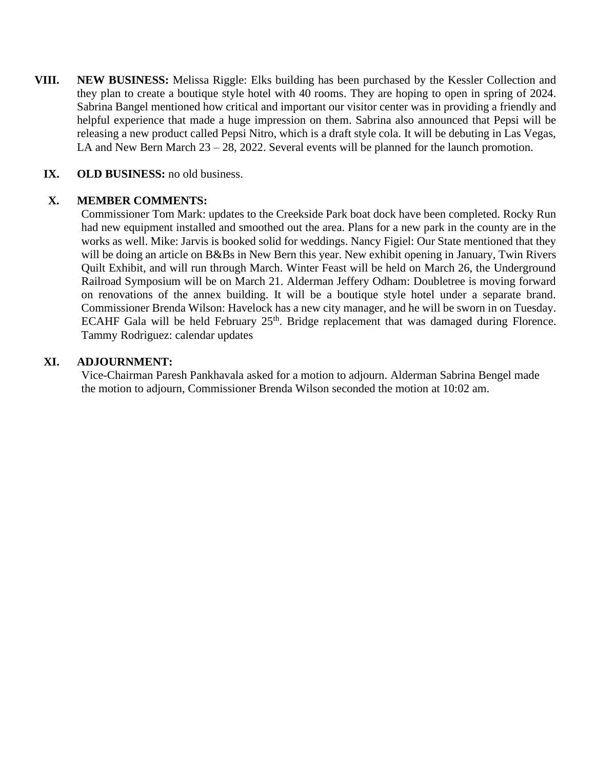**VIII. NEW BUSINESS:** Melissa Riggle: Elks building has been purchased by the Kessler Collection and they plan to create a boutique style hotel with 40 rooms. They are hoping to open in spring of 2024. Sabrina Bangel mentioned how critical and important our visitor center was in providing a friendly and helpful experience that made a huge impression on them. Sabrina also announced that Pepsi will be releasing a new product called Pepsi Nitro, which is a draft style cola. It will be debuting in Las Vegas, LA and New Bern March 23 – 28, 2022. Several events will be planned for the launch promotion.

**IX. OLD BUSINESS:** no old business.

**X. MEMBER COMMENTS:**

Commissioner Tom Mark: updates to the Creekside Park boat dock have been completed. Rocky Run had new equipment installed and smoothed out the area. Plans for a new park in the county are in the works as well. Mike: Jarvis is booked solid for weddings. Nancy Figiel: Our State mentioned that they will be doing an article on B&Bs in New Bern this year. New exhibit opening in January, Twin Rivers Quilt Exhibit, and will run through March. Winter Feast will be held on March 26, the Underground Railroad Symposium will be on March 21. Alderman Jeffery Odham: Doubletree is moving forward on renovations of the annex building. It will be a boutique style hotel under a separate brand. Commissioner Brenda Wilson: Havelock has a new city manager, and he will be sworn in on Tuesday. ECAHF Gala will be held February 25th. Bridge replacement that was damaged during Florence. Tammy Rodriguez: calendar updates

**XI. ADJOURNMENT:**

Vice-Chairman Paresh Pankhavala asked for a motion to adjourn. Alderman Sabrina Bengel made the motion to adjourn, Commissioner Brenda Wilson seconded the motion at 10:02 am.